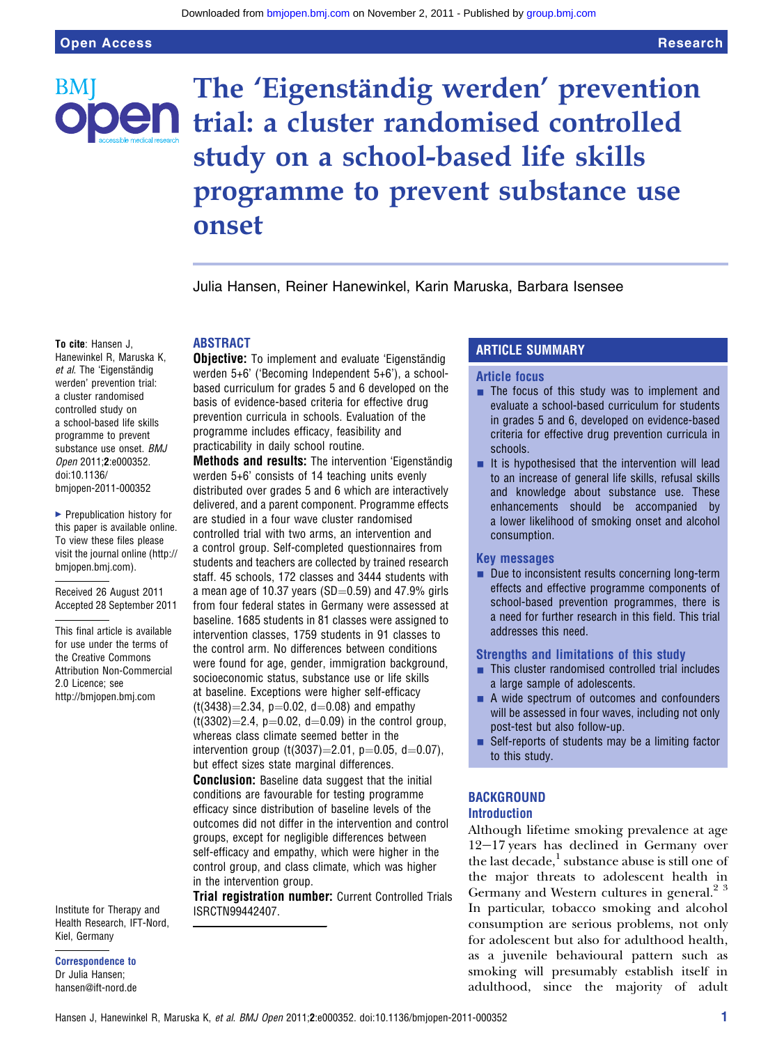# The 'Eigenständig werden' prevention trial: a cluster randomised controlled study on a school-based life skills programme to prevent substance use onset

Julia Hansen, Reiner Hanewinkel, Karin Maruska, Barbara Isensee

**To cite**: Hansen J, Hanewinkel R, Maruska K, *et al*. The 'Eigenständig werden' prevention trial: a cluster randomised controlled study on a school-based life skills programme to prevent substance use onset. *BMJ Open* 2011;2:e000352. doi:10.1136/bmjopen-2011-000352

▸ Prepublication history for this paper is available online. To view these files please visit the journal online (http://bmjopen.bmj.com).

Received 26 August 2011
Accepted 28 September 2011

This final article is available for use under the terms of the Creative Commons Attribution Non-Commercial 2.0 Licence; see http://bmjopen.bmj.com

Institute for Therapy and Health Research, IFT-Nord, Kiel, Germany

**Correspondence to**
Dr Julia Hansen;
hansen@ift-nord.de

## ABSTRACT

**Objective:** To implement and evaluate 'Eigenständig werden 5+6' ('Becoming Independent 5+6'), a school-based curriculum for grades 5 and 6 developed on the basis of evidence-based criteria for effective drug prevention curricula in schools. Evaluation of the programme includes efficacy, feasibility and practicability in daily school routine.

**Methods and results:** The intervention 'Eigenständig werden 5+6' consists of 14 teaching units evenly distributed over grades 5 and 6 which are interactively delivered, and a parent component. Programme effects are studied in a four wave cluster randomised controlled trial with two arms, an intervention and a control group. Self-completed questionnaires from students and teachers are collected by trained research staff. 45 schools, 172 classes and 3444 students with a mean age of 10.37 years (SD=0.59) and 47.9% girls from four federal states in Germany were assessed at baseline. 1685 students in 81 classes were assigned to intervention classes, 1759 students in 91 classes to the control arm. No differences between conditions were found for age, gender, immigration background, socioeconomic status, substance use or life skills at baseline. Exceptions were higher self-efficacy ($t(3438)=2.34$, $p=0.02$, $d=0.08$) and empathy ($t(3302)=2.4$, $p=0.02$, $d=0.09$) in the control group, whereas class climate seemed better in the intervention group ($t(3037)=2.01$, $p=0.05$, $d=0.07$), but effect sizes state marginal differences.

**Conclusion:** Baseline data suggest that the initial conditions are favourable for testing programme efficacy since distribution of baseline levels of the outcomes did not differ in the intervention and control groups, except for negligible differences between self-efficacy and empathy, which were higher in the control group, and class climate, which was higher in the intervention group.

**Trial registration number:** Current Controlled Trials ISRCTN99442407.

## ARTICLE SUMMARY

### Article focus

- The focus of this study was to implement and evaluate a school-based curriculum for students in grades 5 and 6, developed on evidence-based criteria for effective drug prevention curricula in schools.
- It is hypothesised that the intervention will lead to an increase of general life skills, refusal skills and knowledge about substance use. These enhancements should be accompanied by a lower likelihood of smoking onset and alcohol consumption.

### Key messages

- Due to inconsistent results concerning long-term effects and effective programme components of school-based prevention programmes, there is a need for further research in this field. This trial addresses this need.

### Strengths and limitations of this study

- This cluster randomised controlled trial includes a large sample of adolescents.
- A wide spectrum of outcomes and confounders will be assessed in four waves, including not only post-test but also follow-up.
- Self-reports of students may be a limiting factor to this study.

## BACKGROUND

### Introduction

Although lifetime smoking prevalence at age 12–17 years has declined in Germany over the last decade,[1] substance abuse is still one of the major threats to adolescent health in Germany and Western cultures in general.[2 3] In particular, tobacco smoking and alcohol consumption are serious problems, not only for adolescent but also for adulthood health, as a juvenile behavioural pattern such as smoking will presumably establish itself in adulthood, since the majority of adult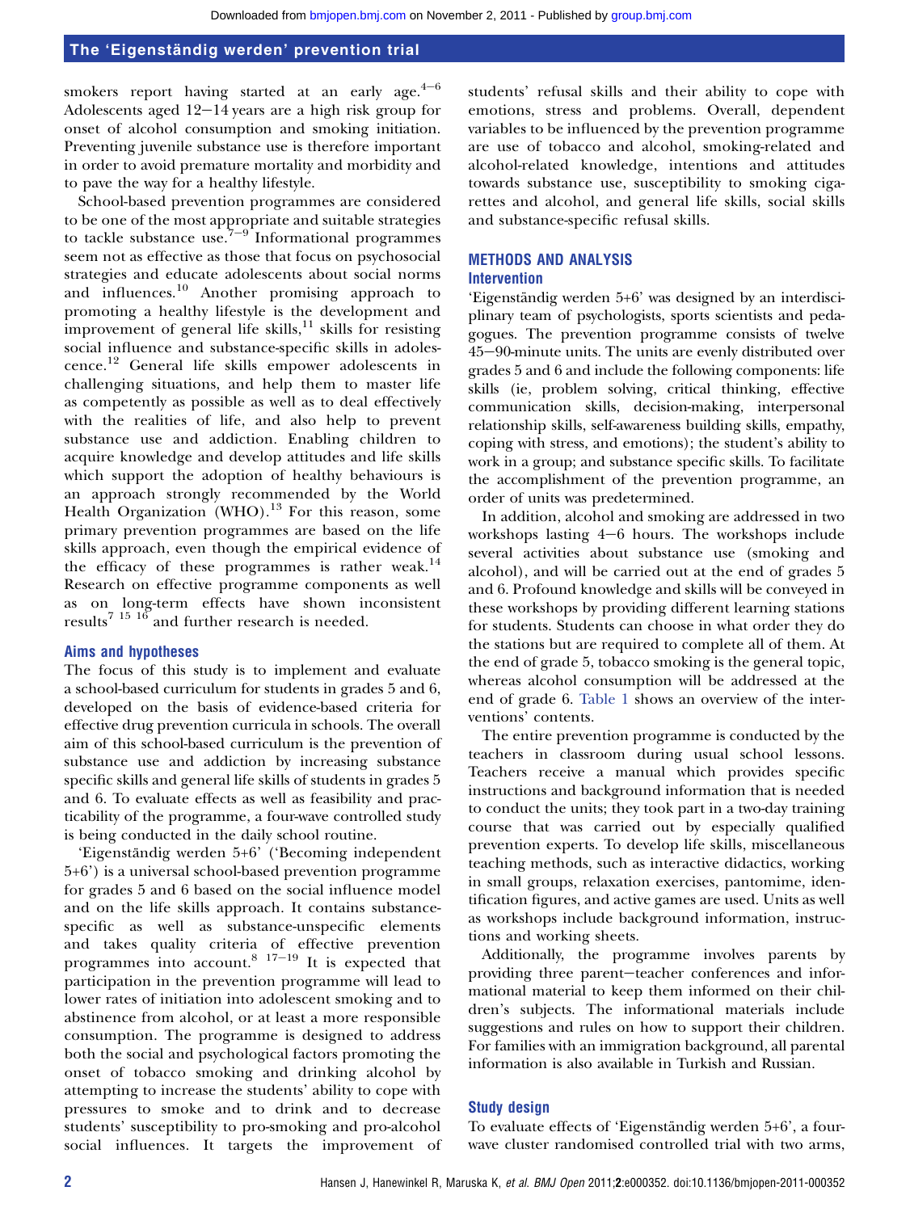smokers report having started at an early age.[4–6] Adolescents aged 12–14 years are a high risk group for onset of alcohol consumption and smoking initiation. Preventing juvenile substance use is therefore important in order to avoid premature mortality and morbidity and to pave the way for a healthy lifestyle.

School-based prevention programmes are considered to be one of the most appropriate and suitable strategies to tackle substance use.[7–9] Informational programmes seem not as effective as those that focus on psychosocial strategies and educate adolescents about social norms and influences.[10] Another promising approach to promoting a healthy lifestyle is the development and improvement of general life skills,[11] skills for resisting social influence and substance-specific skills in adolescence.[12] General life skills empower adolescents in challenging situations, and help them to master life as competently as possible as well as to deal effectively with the realities of life, and also help to prevent substance use and addiction. Enabling children to acquire knowledge and develop attitudes and life skills which support the adoption of healthy behaviours is an approach strongly recommended by the World Health Organization (WHO).[13] For this reason, some primary prevention programmes are based on the life skills approach, even though the empirical evidence of the efficacy of these programmes is rather weak.[14] Research on effective programme components as well as on long-term effects have shown inconsistent results[7 15 16] and further research is needed.

### Aims and hypotheses

The focus of this study is to implement and evaluate a school-based curriculum for students in grades 5 and 6, developed on the basis of evidence-based criteria for effective drug prevention curricula in schools. The overall aim of this school-based curriculum is the prevention of substance use and addiction by increasing substance specific skills and general life skills of students in grades 5 and 6. To evaluate effects as well as feasibility and practicability of the programme, a four-wave controlled study is being conducted in the daily school routine.

'Eigenständig werden 5+6' ('Becoming independent 5+6') is a universal school-based prevention programme for grades 5 and 6 based on the social influence model and on the life skills approach. It contains substance-specific as well as substance-unspecific elements and takes quality criteria of effective prevention programmes into account.[8 17–19] It is expected that participation in the prevention programme will lead to lower rates of initiation into adolescent smoking and to abstinence from alcohol, or at least a more responsible consumption. The programme is designed to address both the social and psychological factors promoting the onset of tobacco smoking and drinking alcohol by attempting to increase the students' ability to cope with pressures to smoke and to drink and to decrease students' susceptibility to pro-smoking and pro-alcohol social influences. It targets the improvement of students' refusal skills and their ability to cope with emotions, stress and problems. Overall, dependent variables to be influenced by the prevention programme are use of tobacco and alcohol, smoking-related and alcohol-related knowledge, intentions and attitudes towards substance use, susceptibility to smoking cigarettes and alcohol, and general life skills, social skills and substance-specific refusal skills.

## METHODS AND ANALYSIS

### Intervention

'Eigenständig werden 5+6' was designed by an interdisciplinary team of psychologists, sports scientists and pedagogues. The prevention programme consists of twelve 45–90-minute units. The units are evenly distributed over grades 5 and 6 and include the following components: life skills (ie, problem solving, critical thinking, effective communication skills, decision-making, interpersonal relationship skills, self-awareness building skills, empathy, coping with stress, and emotions); the student's ability to work in a group; and substance specific skills. To facilitate the accomplishment of the prevention programme, an order of units was predetermined.

In addition, alcohol and smoking are addressed in two workshops lasting 4–6 hours. The workshops include several activities about substance use (smoking and alcohol), and will be carried out at the end of grades 5 and 6. Profound knowledge and skills will be conveyed in these workshops by providing different learning stations for students. Students can choose in what order they do the stations but are required to complete all of them. At the end of grade 5, tobacco smoking is the general topic, whereas alcohol consumption will be addressed at the end of grade 6. Table 1 shows an overview of the interventions' contents.

The entire prevention programme is conducted by the teachers in classroom during usual school lessons. Teachers receive a manual which provides specific instructions and background information that is needed to conduct the units; they took part in a two-day training course that was carried out by especially qualified prevention experts. To develop life skills, miscellaneous teaching methods, such as interactive didactics, working in small groups, relaxation exercises, pantomime, identification figures, and active games are used. Units as well as workshops include background information, instructions and working sheets.

Additionally, the programme involves parents by providing three parent–teacher conferences and informational material to keep them informed on their children's subjects. The informational materials include suggestions and rules on how to support their children. For families with an immigration background, all parental information is also available in Turkish and Russian.

### Study design

To evaluate effects of 'Eigenständig werden 5+6', a four-wave cluster randomised controlled trial with two arms,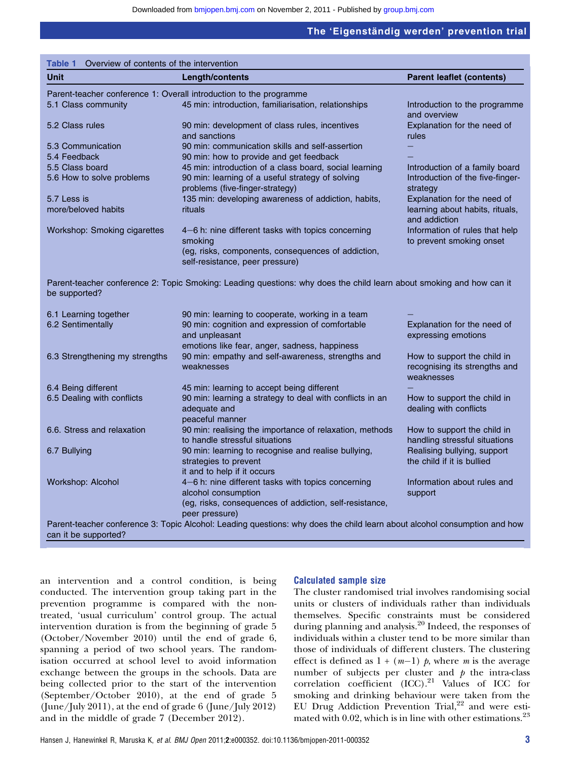**Table 1** Overview of contents of the intervention

| Unit | Length/contents | Parent leaflet (contents) |
|---|---|---|
| Parent-teacher conference 1: Overall introduction to the programme | | |
| 5.1 Class community | 45 min: introduction, familiarisation, relationships | Introduction to the programme and overview |
| 5.2 Class rules | 90 min: development of class rules, incentives and sanctions | Explanation for the need of rules |
| 5.3 Communication | 90 min: communication skills and self-assertion | – |
| 5.4 Feedback | 90 min: how to provide and get feedback | – |
| 5.5 Class board | 45 min: introduction of a class board, social learning | Introduction of a family board |
| 5.6 How to solve problems | 90 min: learning of a useful strategy of solving problems (five-finger-strategy) | Introduction of the five-finger-strategy |
| 5.7 Less is more/beloved habits | 135 min: developing awareness of addiction, habits, rituals | Explanation for the need of learning about habits, rituals, and addiction |
| Workshop: Smoking cigarettes | 4–6 h: nine different tasks with topics concerning smoking (eg, risks, components, consequences of addiction, self-resistance, peer pressure) | Information of rules that help to prevent smoking onset |
| Parent-teacher conference 2: Topic Smoking: Leading questions: why does the child learn about smoking and how can it be supported? | | |
| 6.1 Learning together | 90 min: learning to cooperate, working in a team | – |
| 6.2 Sentimentally | 90 min: cognition and expression of comfortable and unpleasant emotions like fear, anger, sadness, happiness | Explanation for the need of expressing emotions |
| 6.3 Strengthening my strengths | 90 min: empathy and self-awareness, strengths and weaknesses | How to support the child in recognising its strengths and weaknesses |
| 6.4 Being different | 45 min: learning to accept being different | – |
| 6.5 Dealing with conflicts | 90 min: learning a strategy to deal with conflicts in an adequate and peaceful manner | How to support the child in dealing with conflicts |
| 6.6. Stress and relaxation | 90 min: realising the importance of relaxation, methods to handle stressful situations | How to support the child in handling stressful situations |
| 6.7 Bullying | 90 min: learning to recognise and realise bullying, strategies to prevent it and to help if it occurs | Realising bullying, support the child if it is bullied |
| Workshop: Alcohol | 4–6 h: nine different tasks with topics concerning alcohol consumption (eg, risks, consequences of addiction, self-resistance, peer pressure) | Information about rules and support |
| Parent-teacher conference 3: Topic Alcohol: Leading questions: why does the child learn about alcohol consumption and how can it be supported? | | |

an intervention and a control condition, is being conducted. The intervention group taking part in the prevention programme is compared with the non-treated, 'usual curriculum' control group. The actual intervention duration is from the beginning of grade 5 (October/November 2010) until the end of grade 6, spanning a period of two school years. The randomisation occurred at school level to avoid information exchange between the groups in the schools. Data are being collected prior to the start of the intervention (September/October 2010), at the end of grade 5 (June/July 2011), at the end of grade 6 (June/July 2012) and in the middle of grade 7 (December 2012).

### Calculated sample size

The cluster randomised trial involves randomising social units or clusters of individuals rather than individuals themselves. Specific constraints must be considered during planning and analysis.[20] Indeed, the responses of individuals within a cluster tend to be more similar than those of individuals of different clusters. The clustering effect is defined as $1 + (m-1)\ p$, where $m$ is the average number of subjects per cluster and $p$ the intra-class correlation coefficient (ICC).[21] Values of ICC for smoking and drinking behaviour were taken from the EU Drug Addiction Prevention Trial,[22] and were estimated with 0.02, which is in line with other estimations.[23]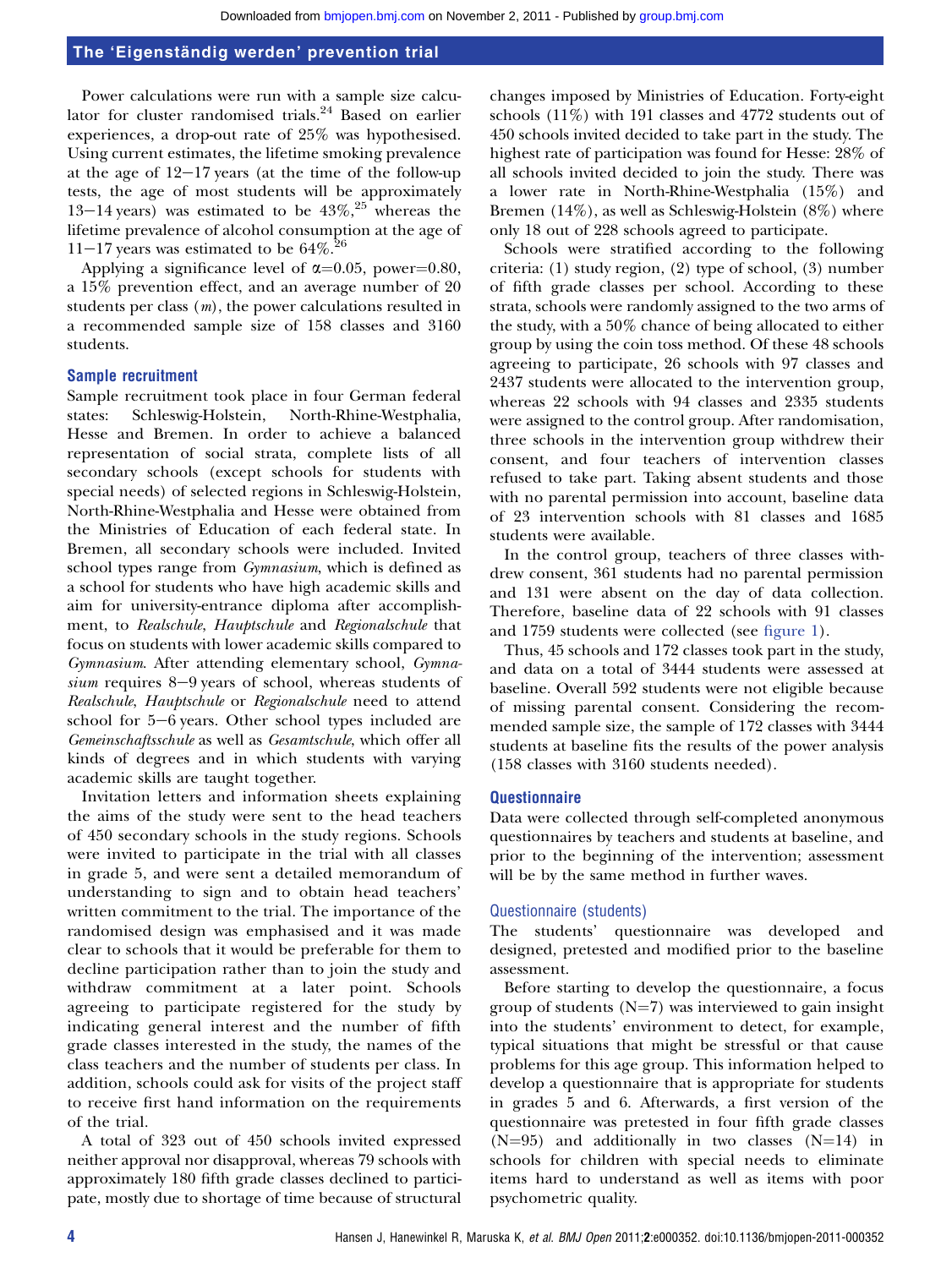Power calculations were run with a sample size calculator for cluster randomised trials.[24] Based on earlier experiences, a drop-out rate of 25% was hypothesised. Using current estimates, the lifetime smoking prevalence at the age of 12–17 years (at the time of the follow-up tests, the age of most students will be approximately 13–14 years) was estimated to be 43%,[25] whereas the lifetime prevalence of alcohol consumption at the age of 11–17 years was estimated to be 64%.[26]

Applying a significance level of $\alpha=0.05$, power=0.80, a 15% prevention effect, and an average number of 20 students per class ($m$), the power calculations resulted in a recommended sample size of 158 classes and 3160 students.

### Sample recruitment

Sample recruitment took place in four German federal states: Schleswig-Holstein, North-Rhine-Westphalia, Hesse and Bremen. In order to achieve a balanced representation of social strata, complete lists of all secondary schools (except schools for students with special needs) of selected regions in Schleswig-Holstein, North-Rhine-Westphalia and Hesse were obtained from the Ministries of Education of each federal state. In Bremen, all secondary schools were included. Invited school types range from *Gymnasium*, which is defined as a school for students who have high academic skills and aim for university-entrance diploma after accomplishment, to *Realschule*, *Hauptschule* and *Regionalschule* that focus on students with lower academic skills compared to *Gymnasium*. After attending elementary school, *Gymnasium* requires 8–9 years of school, whereas students of *Realschule*, *Hauptschule* or *Regionalschule* need to attend school for 5–6 years. Other school types included are *Gemeinschaftsschule* as well as *Gesamtschule*, which offer all kinds of degrees and in which students with varying academic skills are taught together.

Invitation letters and information sheets explaining the aims of the study were sent to the head teachers of 450 secondary schools in the study regions. Schools were invited to participate in the trial with all classes in grade 5, and were sent a detailed memorandum of understanding to sign and to obtain head teachers' written commitment to the trial. The importance of the randomised design was emphasised and it was made clear to schools that it would be preferable for them to decline participation rather than to join the study and withdraw commitment at a later point. Schools agreeing to participate registered for the study by indicating general interest and the number of fifth grade classes interested in the study, the names of the class teachers and the number of students per class. In addition, schools could ask for visits of the project staff to receive first hand information on the requirements of the trial.

A total of 323 out of 450 schools invited expressed neither approval nor disapproval, whereas 79 schools with approximately 180 fifth grade classes declined to participate, mostly due to shortage of time because of structural changes imposed by Ministries of Education. Forty-eight schools (11%) with 191 classes and 4772 students out of 450 schools invited decided to take part in the study. The highest rate of participation was found for Hesse: 28% of all schools invited decided to join the study. There was a lower rate in North-Rhine-Westphalia (15%) and Bremen (14%), as well as Schleswig-Holstein (8%) where only 18 out of 228 schools agreed to participate.

Schools were stratified according to the following criteria: (1) study region, (2) type of school, (3) number of fifth grade classes per school. According to these strata, schools were randomly assigned to the two arms of the study, with a 50% chance of being allocated to either group by using the coin toss method. Of these 48 schools agreeing to participate, 26 schools with 97 classes and 2437 students were allocated to the intervention group, whereas 22 schools with 94 classes and 2335 students were assigned to the control group. After randomisation, three schools in the intervention group withdrew their consent, and four teachers of intervention classes refused to take part. Taking absent students and those with no parental permission into account, baseline data of 23 intervention schools with 81 classes and 1685 students were available.

In the control group, teachers of three classes withdrew consent, 361 students had no parental permission and 131 were absent on the day of data collection. Therefore, baseline data of 22 schools with 91 classes and 1759 students were collected (see figure 1).

Thus, 45 schools and 172 classes took part in the study, and data on a total of 3444 students were assessed at baseline. Overall 592 students were not eligible because of missing parental consent. Considering the recommended sample size, the sample of 172 classes with 3444 students at baseline fits the results of the power analysis (158 classes with 3160 students needed).

### Questionnaire

Data were collected through self-completed anonymous questionnaires by teachers and students at baseline, and prior to the beginning of the intervention; assessment will be by the same method in further waves.

#### Questionnaire (students)

The students' questionnaire was developed and designed, pretested and modified prior to the baseline assessment.

Before starting to develop the questionnaire, a focus group of students (N=7) was interviewed to gain insight into the students' environment to detect, for example, typical situations that might be stressful or that cause problems for this age group. This information helped to develop a questionnaire that is appropriate for students in grades 5 and 6. Afterwards, a first version of the questionnaire was pretested in four fifth grade classes (N=95) and additionally in two classes (N=14) in schools for children with special needs to eliminate items hard to understand as well as items with poor psychometric quality.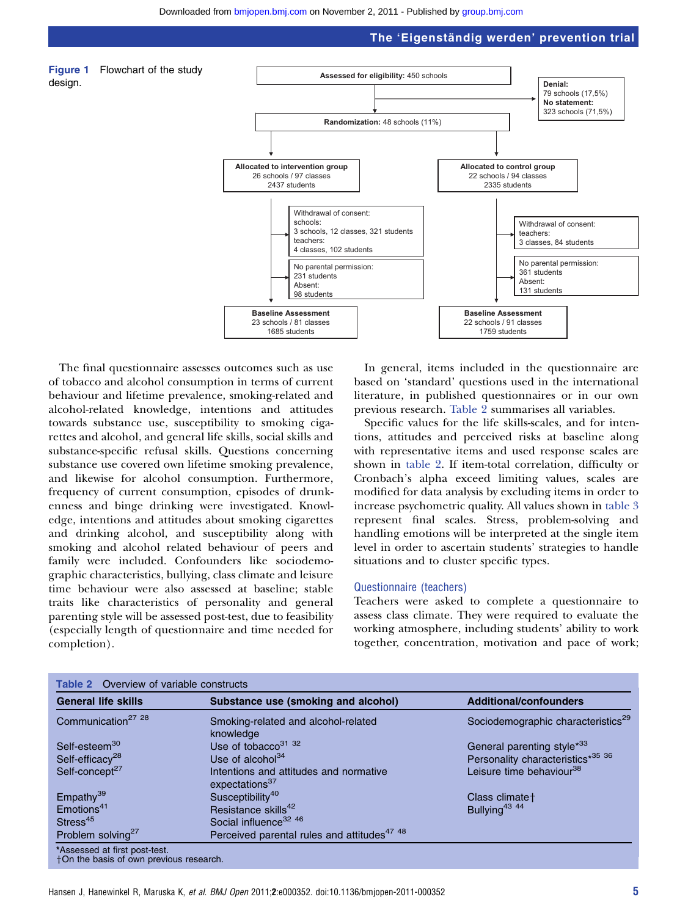**Figure 1** Flowchart of the study design.

Assessed for eligibility: 450 schools

Denial: 79 schools (17,5%)
No statement: 323 schools (71,5%)

Randomization: 48 schools (11%)

Allocated to intervention group: 26 schools / 97 classes, 2437 students

Withdrawal of consent: schools: 3 schools, 12 classes, 321 students; teachers: 4 classes, 102 students

No parental permission: 231 students; Absent: 98 students

Baseline Assessment: 23 schools / 81 classes, 1685 students

Allocated to control group: 22 schools / 94 classes, 2335 students

Withdrawal of consent: teachers: 3 classes, 84 students

No parental permission: 361 students; Absent: 131 students

Baseline Assessment: 22 schools / 91 classes, 1759 students

The final questionnaire assesses outcomes such as use of tobacco and alcohol consumption in terms of current behaviour and lifetime prevalence, smoking-related and alcohol-related knowledge, intentions and attitudes towards substance use, susceptibility to smoking cigarettes and alcohol, and general life skills, social skills and substance-specific refusal skills. Questions concerning substance use covered own lifetime smoking prevalence, and likewise for alcohol consumption. Furthermore, frequency of current consumption, episodes of drunkenness and binge drinking were investigated. Knowledge, intentions and attitudes about smoking cigarettes and drinking alcohol, and susceptibility along with smoking and alcohol related behaviour of peers and family were included. Confounders like sociodemographic characteristics, bullying, class climate and leisure time behaviour were also assessed at baseline; stable traits like characteristics of personality and general parenting style will be assessed post-test, due to feasibility (especially length of questionnaire and time needed for completion).

In general, items included in the questionnaire are based on 'standard' questions used in the international literature, in published questionnaires or in our own previous research. Table 2 summarises all variables.

Specific values for the life skills-scales, and for intentions, attitudes and perceived risks at baseline along with representative items and used response scales are shown in table 2. If item-total correlation, difficulty or Cronbach's alpha exceed limiting values, scales are modified for data analysis by excluding items in order to increase psychometric quality. All values shown in table 3 represent final scales. Stress, problem-solving and handling emotions will be interpreted at the single item level in order to ascertain students' strategies to handle situations and to cluster specific types.

### Questionnaire (teachers)

Teachers were asked to complete a questionnaire to assess class climate. They were required to evaluate the working atmosphere, including students' ability to work together, concentration, motivation and pace of work;

**Table 2** Overview of variable constructs

| General life skills | Substance use (smoking and alcohol) | Additional/confounders |
|---|---|---|
| Communication[27 28] | Smoking-related and alcohol-related knowledge | Sociodemographic characteristics[29] |
| Self-esteem[30] | Use of tobacco[31 32] | General parenting style*[33] |
| Self-efficacy[28] | Use of alcohol[34] | Personality characteristics*[35 36] |
| Self-concept[27] | Intentions and attitudes and normative expectations[37] | Leisure time behaviour[38] |
| Empathy[39] | Susceptibility[40] | Class climate† |
| Emotions[41] | Resistance skills[42] | Bullying[43 44] |
| Stress[45] | Social influence[32 46] | |
| Problem solving[27] | Perceived parental rules and attitudes[47 48] | |

*Assessed at first post-test.
†On the basis of own previous research.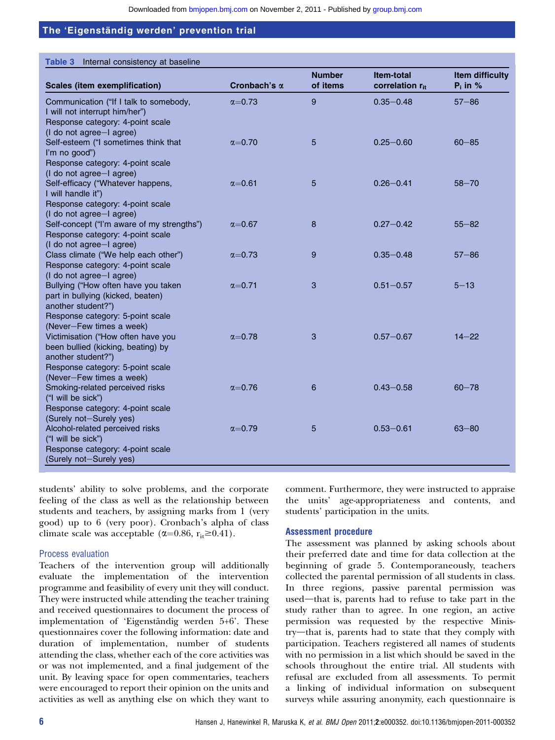**Table 3** Internal consistency at baseline

| Scales (item exemplification) | Cronbach's α | Number of items | Item-total correlation $r_{it}$ | Item difficulty $P_i$ in % |
|---|---|---|---|---|
| Communication ("If I talk to somebody, I will not interrupt him/her") Response category: 4-point scale (I do not agree–I agree) | α=0.73 | 9 | 0.35–0.48 | 57–86 |
| Self-esteem ("I sometimes think that I'm no good") Response category: 4-point scale (I do not agree–I agree) | α=0.70 | 5 | 0.25–0.60 | 60–85 |
| Self-efficacy ("Whatever happens, I will handle it") Response category: 4-point scale (I do not agree–I agree) | α=0.61 | 5 | 0.26–0.41 | 58–70 |
| Self-concept ("I'm aware of my strengths") Response category: 4-point scale (I do not agree–I agree) | α=0.67 | 8 | 0.27–0.42 | 55–82 |
| Class climate ("We help each other") Response category: 4-point scale (I do not agree–I agree) | α=0.73 | 9 | 0.35–0.48 | 57–86 |
| Bullying ("How often have you taken part in bullying (kicked, beaten) another student?") Response category: 5-point scale (Never–Few times a week) | α=0.71 | 3 | 0.51–0.57 | 5–13 |
| Victimisation ("How often have you been bullied (kicking, beating) by another student?") Response category: 5-point scale (Never–Few times a week) | α=0.78 | 3 | 0.57–0.67 | 14–22 |
| Smoking-related perceived risks ("I will be sick") Response category: 4-point scale (Surely not–Surely yes) | α=0.76 | 6 | 0.43–0.58 | 60–78 |
| Alcohol-related perceived risks ("I will be sick") Response category: 4-point scale (Surely not–Surely yes) | α=0.79 | 5 | 0.53–0.61 | 63–80 |

students' ability to solve problems, and the corporate feeling of the class as well as the relationship between students and teachers, by assigning marks from 1 (very good) up to 6 (very poor). Cronbach's alpha of class climate scale was acceptable (α=0.86, $r_{it}$≥0.41).

### Process evaluation

Teachers of the intervention group will additionally evaluate the implementation of the intervention programme and feasibility of every unit they will conduct. They were instructed while attending the teacher training and received questionnaires to document the process of implementation of 'Eigenständig werden 5+6'. These questionnaires cover the following information: date and duration of implementation, number of students attending the class, whether each of the core activities was or was not implemented, and a final judgement of the unit. By leaving space for open commentaries, teachers were encouraged to report their opinion on the units and activities as well as anything else on which they want to comment. Furthermore, they were instructed to appraise the units' age-appropriateness and contents, and students' participation in the units.

### Assessment procedure

The assessment was planned by asking schools about their preferred date and time for data collection at the beginning of grade 5. Contemporaneously, teachers collected the parental permission of all students in class. In three regions, passive parental permission was used—that is, parents had to refuse to take part in the study rather than to agree. In one region, an active permission was requested by the respective Ministry—that is, parents had to state that they comply with participation. Teachers registered all names of students with no permission in a list which should be saved in the schools throughout the entire trial. All students with refusal are excluded from all assessments. To permit a linking of individual information on subsequent surveys while assuring anonymity, each questionnaire is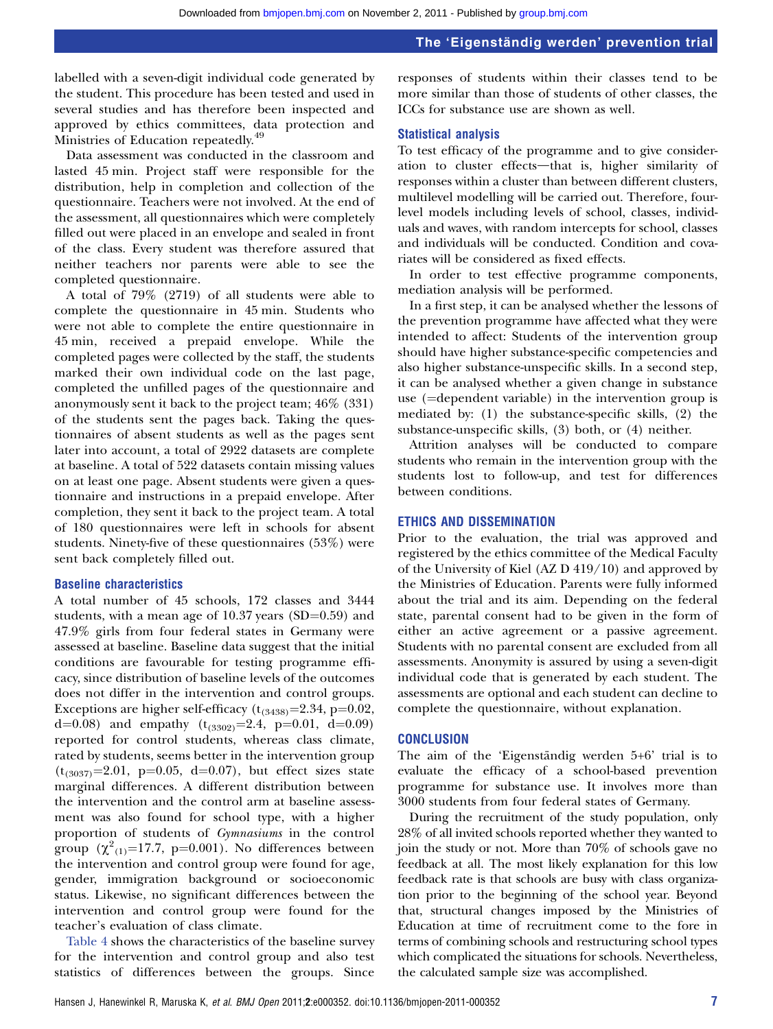labelled with a seven-digit individual code generated by the student. This procedure has been tested and used in several studies and has therefore been inspected and approved by ethics committees, data protection and Ministries of Education repeatedly.[49]

Data assessment was conducted in the classroom and lasted 45 min. Project staff were responsible for the distribution, help in completion and collection of the questionnaire. Teachers were not involved. At the end of the assessment, all questionnaires which were completely filled out were placed in an envelope and sealed in front of the class. Every student was therefore assured that neither teachers nor parents were able to see the completed questionnaire.

A total of 79% (2719) of all students were able to complete the questionnaire in 45 min. Students who were not able to complete the entire questionnaire in 45 min, received a prepaid envelope. While the completed pages were collected by the staff, the students marked their own individual code on the last page, completed the unfilled pages of the questionnaire and anonymously sent it back to the project team; 46% (331) of the students sent the pages back. Taking the questionnaires of absent students as well as the pages sent later into account, a total of 2922 datasets are complete at baseline. A total of 522 datasets contain missing values on at least one page. Absent students were given a questionnaire and instructions in a prepaid envelope. After completion, they sent it back to the project team. A total of 180 questionnaires were left in schools for absent students. Ninety-five of these questionnaires (53%) were sent back completely filled out.

### Baseline characteristics

A total number of 45 schools, 172 classes and 3444 students, with a mean age of 10.37 years (SD=0.59) and 47.9% girls from four federal states in Germany were assessed at baseline. Baseline data suggest that the initial conditions are favourable for testing programme efficacy, since distribution of baseline levels of the outcomes does not differ in the intervention and control groups. Exceptions are higher self-efficacy ($t_{(3438)}=2.34$, p=0.02, d=0.08) and empathy ($t_{(3302)}=2.4$, p=0.01, d=0.09) reported for control students, whereas class climate, rated by students, seems better in the intervention group ($t_{(3037)}=2.01$, p=0.05, d=0.07), but effect sizes state marginal differences. A different distribution between the intervention and the control arm at baseline assessment was also found for school type, with a higher proportion of students of *Gymnasiums* in the control group ($\chi^2_{(1)}=17.7$, p=0.001). No differences between the intervention and control group were found for age, gender, immigration background or socioeconomic status. Likewise, no significant differences between the intervention and control group were found for the teacher's evaluation of class climate.

Table 4 shows the characteristics of the baseline survey for the intervention and control group and also test statistics of differences between the groups. Since responses of students within their classes tend to be more similar than those of students of other classes, the ICCs for substance use are shown as well.

### Statistical analysis

To test efficacy of the programme and to give consideration to cluster effects—that is, higher similarity of responses within a cluster than between different clusters, multilevel modelling will be carried out. Therefore, four-level models including levels of school, classes, individuals and waves, with random intercepts for school, classes and individuals will be conducted. Condition and covariates will be considered as fixed effects.

In order to test effective programme components, mediation analysis will be performed.

In a first step, it can be analysed whether the lessons of the prevention programme have affected what they were intended to affect: Students of the intervention group should have higher substance-specific competencies and also higher substance-unspecific skills. In a second step, it can be analysed whether a given change in substance use (=dependent variable) in the intervention group is mediated by: (1) the substance-specific skills, (2) the substance-unspecific skills, (3) both, or (4) neither.

Attrition analyses will be conducted to compare students who remain in the intervention group with the students lost to follow-up, and test for differences between conditions.

## ETHICS AND DISSEMINATION

Prior to the evaluation, the trial was approved and registered by the ethics committee of the Medical Faculty of the University of Kiel (AZ D 419/10) and approved by the Ministries of Education. Parents were fully informed about the trial and its aim. Depending on the federal state, parental consent had to be given in the form of either an active agreement or a passive agreement. Students with no parental consent are excluded from all assessments. Anonymity is assured by using a seven-digit individual code that is generated by each student. The assessments are optional and each student can decline to complete the questionnaire, without explanation.

## CONCLUSION

The aim of the 'Eigenständig werden 5+6' trial is to evaluate the efficacy of a school-based prevention programme for substance use. It involves more than 3000 students from four federal states of Germany.

During the recruitment of the study population, only 28% of all invited schools reported whether they wanted to join the study or not. More than 70% of schools gave no feedback at all. The most likely explanation for this low feedback rate is that schools are busy with class organization prior to the beginning of the school year. Beyond that, structural changes imposed by the Ministries of Education at time of recruitment come to the fore in terms of combining schools and restructuring school types which complicated the situations for schools. Nevertheless, the calculated sample size was accomplished.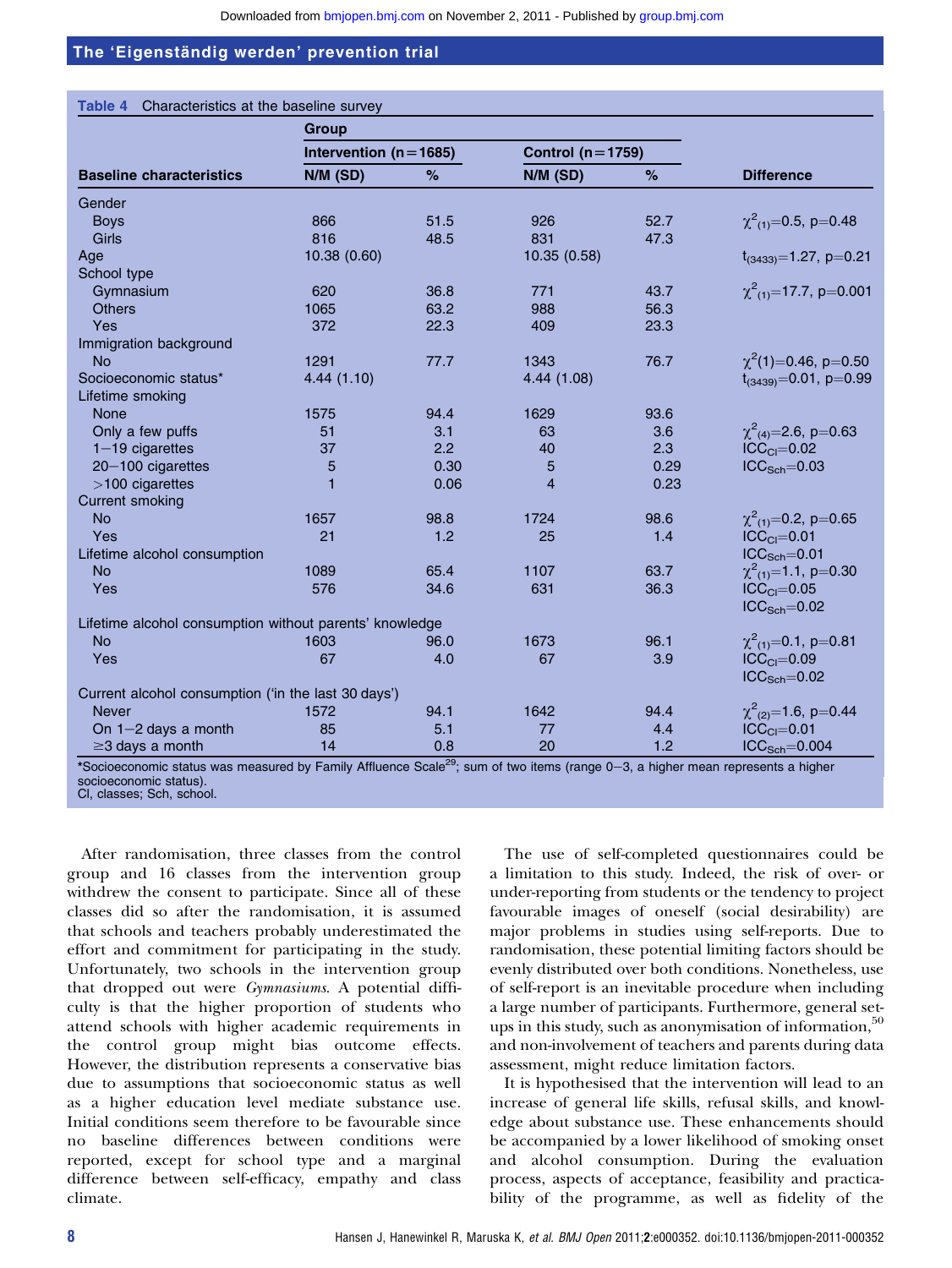**Table 4** Characteristics at the baseline survey

| Baseline characteristics | Intervention (n=1685) N/M (SD) | Intervention % | Control (n=1759) N/M (SD) | Control % | Difference |
|---|---|---|---|---|---|
| Gender | | | | | |
| Boys | 866 | 51.5 | 926 | 52.7 | $\chi^2_{(1)}$=0.5, p=0.48 |
| Girls | 816 | 48.5 | 831 | 47.3 | |
| Age | 10.38 (0.60) | | 10.35 (0.58) | | $t_{(3433)}$=1.27, p=0.21 |
| School type | | | | | |
| Gymnasium | 620 | 36.8 | 771 | 43.7 | $\chi^2_{(1)}$=17.7, p=0.001 |
| Others | 1065 | 63.2 | 988 | 56.3 | |
| Yes | 372 | 22.3 | 409 | 23.3 | |
| Immigration background | | | | | |
| No | 1291 | 77.7 | 1343 | 76.7 | $\chi^2(1)$=0.46, p=0.50 |
| Socioeconomic status* | 4.44 (1.10) | | 4.44 (1.08) | | $t_{(3439)}$=0.01, p=0.99 |
| Lifetime smoking | | | | | |
| None | 1575 | 94.4 | 1629 | 93.6 | |
| Only a few puffs | 51 | 3.1 | 63 | 3.6 | $\chi^2_{(4)}$=2.6, p=0.63 |
| 1−19 cigarettes | 37 | 2.2 | 40 | 2.3 | $ICC_{Cl}$=0.02 |
| 20−100 cigarettes | 5 | 0.30 | 5 | 0.29 | $ICC_{Sch}$=0.03 |
| >100 cigarettes | 1 | 0.06 | 4 | 0.23 | |
| Current smoking | | | | | |
| No | 1657 | 98.8 | 1724 | 98.6 | $\chi^2_{(1)}$=0.2, p=0.65 |
| Yes | 21 | 1.2 | 25 | 1.4 | $ICC_{Cl}$=0.01 |
| Lifetime alcohol consumption | | | | | $ICC_{Sch}$=0.01 |
| No | 1089 | 65.4 | 1107 | 63.7 | $\chi^2_{(1)}$=1.1, p=0.30 |
| Yes | 576 | 34.6 | 631 | 36.3 | $ICC_{Cl}$=0.05 $ICC_{Sch}$=0.02 |
| Lifetime alcohol consumption without parents' knowledge | | | | | |
| No | 1603 | 96.0 | 1673 | 96.1 | $\chi^2_{(1)}$=0.1, p=0.81 |
| Yes | 67 | 4.0 | 67 | 3.9 | $ICC_{Cl}$=0.09 $ICC_{Sch}$=0.02 |
| Current alcohol consumption ('in the last 30 days') | | | | | |
| Never | 1572 | 94.1 | 1642 | 94.4 | $\chi^2_{(2)}$=1.6, p=0.44 |
| On 1−2 days a month | 85 | 5.1 | 77 | 4.4 | $ICC_{Cl}$=0.01 |
| ≥3 days a month | 14 | 0.8 | 20 | 1.2 | $ICC_{Sch}$=0.004 |

*Socioeconomic status was measured by Family Affluence Scale[29]; sum of two items (range 0−3, a higher mean represents a higher socioeconomic status).
Cl, classes; Sch, school.

After randomisation, three classes from the control group and 16 classes from the intervention group withdrew the consent to participate. Since all of these classes did so after the randomisation, it is assumed that schools and teachers probably underestimated the effort and commitment for participating in the study. Unfortunately, two schools in the intervention group that dropped out were *Gymnasiums*. A potential difficulty is that the higher proportion of students who attend schools with higher academic requirements in the control group might bias outcome effects. However, the distribution represents a conservative bias due to assumptions that socioeconomic status as well as a higher education level mediate substance use. Initial conditions seem therefore to be favourable since no baseline differences between conditions were reported, except for school type and a marginal difference between self-efficacy, empathy and class climate.

The use of self-completed questionnaires could be a limitation to this study. Indeed, the risk of over- or under-reporting from students or the tendency to project favourable images of oneself (social desirability) are major problems in studies using self-reports. Due to randomisation, these potential limiting factors should be evenly distributed over both conditions. Nonetheless, use of self-report is an inevitable procedure when including a large number of participants. Furthermore, general set-ups in this study, such as anonymisation of information,[50] and non-involvement of teachers and parents during data assessment, might reduce limitation factors.

It is hypothesised that the intervention will lead to an increase of general life skills, refusal skills, and knowledge about substance use. These enhancements should be accompanied by a lower likelihood of smoking onset and alcohol consumption. During the evaluation process, aspects of acceptance, feasibility and practicability of the programme, as well as fidelity of the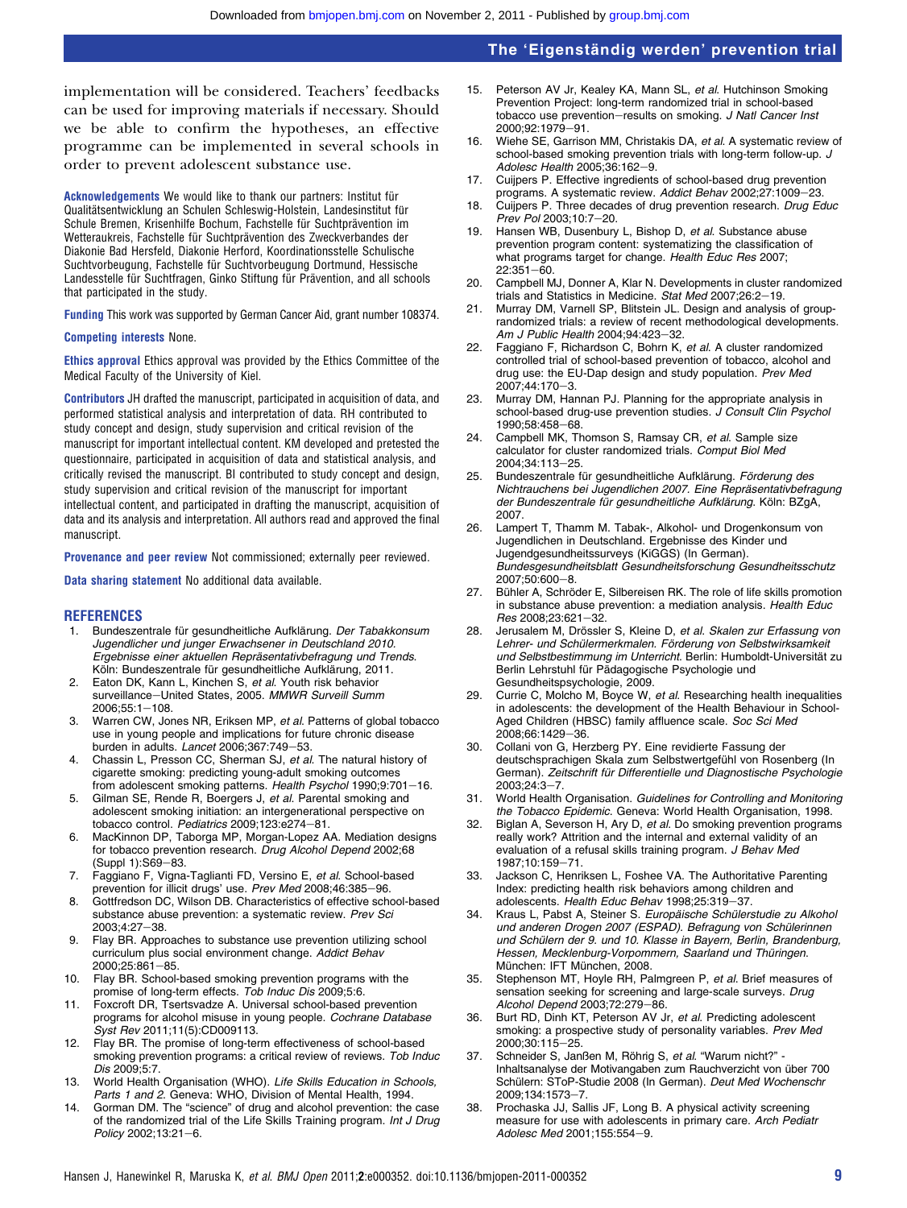implementation will be considered. Teachers' feedbacks can be used for improving materials if necessary. Should we be able to confirm the hypotheses, an effective programme can be implemented in several schools in order to prevent adolescent substance use.

**Acknowledgements** We would like to thank our partners: Institut für Qualitätsentwicklung an Schulen Schleswig-Holstein, Landesinstitut für Schule Bremen, Krisenhilfe Bochum, Fachstelle für Suchtprävention im Wetteraukreis, Fachstelle für Suchtprävention des Zweckverbandes der Diakonie Bad Hersfeld, Diakonie Herford, Koordinationsstelle Schulische Suchtvorbeugung, Fachstelle für Suchtvorbeugung Dortmund, Hessische Landesstelle für Suchtfragen, Ginko Stiftung für Prävention, and all schools that participated in the study.

**Funding** This work was supported by German Cancer Aid, grant number 108374.

**Competing interests** None.

**Ethics approval** Ethics approval was provided by the Ethics Committee of the Medical Faculty of the University of Kiel.

**Contributors** JH drafted the manuscript, participated in acquisition of data, and performed statistical analysis and interpretation of data. RH contributed to study concept and design, study supervision and critical revision of the manuscript for important intellectual content. KM developed and pretested the questionnaire, participated in acquisition of data and statistical analysis, and critically revised the manuscript. BI contributed to study concept and design, study supervision and critical revision of the manuscript for important intellectual content, and participated in drafting the manuscript, acquisition of data and its analysis and interpretation. All authors read and approved the final manuscript.

**Provenance and peer review** Not commissioned; externally peer reviewed.

**Data sharing statement** No additional data available.

## REFERENCES

1. Bundeszentrale für gesundheitliche Aufklärung. *Der Tabakkonsum Jugendlicher und junger Erwachsener in Deutschland 2010. Ergebnisse einer aktuellen Repräsentativbefragung und Trends*. Köln: Bundeszentrale für gesundheitliche Aufklärung, 2011.
2. Eaton DK, Kann L, Kinchen S, *et al*. Youth risk behavior surveillance—United States, 2005. *MMWR Surveill Summ* 2006;55:1—108.
3. Warren CW, Jones NR, Eriksen MP, *et al*. Patterns of global tobacco use in young people and implications for future chronic disease burden in adults. *Lancet* 2006;367:749—53.
4. Chassin L, Presson CC, Sherman SJ, *et al*. The natural history of cigarette smoking: predicting young-adult smoking outcomes from adolescent smoking patterns. *Health Psychol* 1990;9:701—16.
5. Gilman SE, Rende R, Boergers J, *et al*. Parental smoking and adolescent smoking initiation: an intergenerational perspective on tobacco control. *Pediatrics* 2009;123:e274—81.
6. MacKinnon DP, Taborga MP, Morgan-Lopez AA. Mediation designs for tobacco prevention research. *Drug Alcohol Depend* 2002;68 (Suppl 1):S69—83.
7. Faggiano F, Vigna-Taglianti FD, Versino E, *et al*. School-based prevention for illicit drugs' use. *Prev Med* 2008;46:385—96.
8. Gottfredson DC, Wilson DB. Characteristics of effective school-based substance abuse prevention: a systematic review. *Prev Sci* 2003;4:27—38.
9. Flay BR. Approaches to substance use prevention utilizing school curriculum plus social environment change. *Addict Behav* 2000;25:861—85.
10. Flay BR. School-based smoking prevention programs with the promise of long-term effects. *Tob Induc Dis* 2009;5:6.
11. Foxcroft DR, Tsertsvadze A. Universal school-based prevention programs for alcohol misuse in young people. *Cochrane Database Syst Rev* 2011;11(5):CD009113.
12. Flay BR. The promise of long-term effectiveness of school-based smoking prevention programs: a critical review of reviews. *Tob Induc Dis* 2009;5:7.
13. World Health Organisation (WHO). *Life Skills Education in Schools, Parts 1 and 2*. Geneva: WHO, Division of Mental Health, 1994.
14. Gorman DM. The "science" of drug and alcohol prevention: the case of the randomized trial of the Life Skills Training program. *Int J Drug Policy* 2002;13:21—6.
15. Peterson AV Jr, Kealey KA, Mann SL, *et al*. Hutchinson Smoking Prevention Project: long-term randomized trial in school-based tobacco use prevention—results on smoking. *J Natl Cancer Inst* 2000;92:1979—91.
16. Wiehe SE, Garrison MM, Christakis DA, *et al*. A systematic review of school-based smoking prevention trials with long-term follow-up. *J Adolesc Health* 2005;36:162—9.
17. Cuijpers P. Effective ingredients of school-based drug prevention programs. A systematic review. *Addict Behav* 2002;27:1009—23.
18. Cuijpers P. Three decades of drug prevention research. *Drug Educ Prev Pol* 2003;10:7—20.
19. Hansen WB, Dusenbury L, Bishop D, *et al*. Substance abuse prevention program content: systematizing the classification of what programs target for change. *Health Educ Res* 2007; 22:351—60.
20. Campbell MJ, Donner A, Klar N. Developments in cluster randomized trials and Statistics in Medicine. *Stat Med* 2007;26:2—19.
21. Murray DM, Varnell SP, Blitstein JL. Design and analysis of group-randomized trials: a review of recent methodological developments. *Am J Public Health* 2004;94:423—32.
22. Faggiano F, Richardson C, Bohrn K, *et al*. A cluster randomized controlled trial of school-based prevention of tobacco, alcohol and drug use: the EU-Dap design and study population. *Prev Med* 2007;44:170—3.
23. Murray DM, Hannan PJ. Planning for the appropriate analysis in school-based drug-use prevention studies. *J Consult Clin Psychol* 1990;58:458—68.
24. Campbell MK, Thomson S, Ramsay CR, *et al*. Sample size calculator for cluster randomized trials. *Comput Biol Med* 2004;34:113—25.
25. Bundeszentrale für gesundheitliche Aufklärung. *Förderung des Nichtrauchens bei Jugendlichen 2007. Eine Repräsentativbefragung der Bundeszentrale für gesundheitliche Aufklärung*. Köln: BZgA, 2007.
26. Lampert T, Thamm M. Tabak-, Alkohol- und Drogenkonsum von Jugendlichen in Deutschland. Ergebnisse des Kinder und Jugendgesundheitssurveys (KiGGS) (In German). *Bundesgesundheitsblatt Gesundheitsforschung Gesundheitsschutz* 2007;50:600—8.
27. Bühler A, Schröder E, Silbereisen RK. The role of life skills promotion in substance abuse prevention: a mediation analysis. *Health Educ Res* 2008;23:621—32.
28. Jerusalem M, Drössler S, Kleine D, *et al*. *Skalen zur Erfassung von Lehrer- und Schülermerkmalen. Förderung von Selbstwirksamkeit und Selbstbestimmung im Unterricht*. Berlin: Humboldt-Universität zu Berlin Lehrstuhl für Pädagogische Psychologie und Gesundheitspsychologie, 2009.
29. Currie C, Molcho M, Boyce W, *et al*. Researching health inequalities in adolescents: the development of the Health Behaviour in School-Aged Children (HBSC) family affluence scale. *Soc Sci Med* 2008;66:1429—36.
30. Collani von G, Herzberg PY. Eine revidierte Fassung der deutschsprachigen Skala zum Selbstwertgefühl von Rosenberg (In German). *Zeitschrift für Differentielle und Diagnostische Psychologie* 2003;24:3—7.
31. World Health Organisation. *Guidelines for Controlling and Monitoring the Tobacco Epidemic*. Geneva: World Health Organisation, 1998.
32. Biglan A, Severson H, Ary D, *et al*. Do smoking prevention programs really work? Attrition and the internal and external validity of an evaluation of a refusal skills training program. *J Behav Med* 1987;10:159—71.
33. Jackson C, Henriksen L, Foshee VA. The Authoritative Parenting Index: predicting health risk behaviors among children and adolescents. *Health Educ Behav* 1998;25:319—37.
34. Kraus L, Pabst A, Steiner S. *Europäische Schülerstudie zu Alkohol und anderen Drogen 2007 (ESPAD). Befragung von Schülerinnen und Schülern der 9. und 10. Klasse in Bayern, Berlin, Brandenburg, Hessen, Mecklenburg-Vorpommern, Saarland und Thüringen*. München: IFT München, 2008.
35. Stephenson MT, Hoyle RH, Palmgreen P, *et al*. Brief measures of sensation seeking for screening and large-scale surveys. *Drug Alcohol Depend* 2003;72:279—86.
36. Burt RD, Dinh KT, Peterson AV Jr, *et al*. Predicting adolescent smoking: a prospective study of personality variables. *Prev Med* 2000;30:115—25.
37. Schneider S, Janßen M, Röhrig S, *et al*. "Warum nicht?" - Inhaltsanalyse der Motivangaben zum Rauchverzicht von über 700 Schülern: SToP-Studie 2008 (In German). *Deut Med Wochenschr* 2009;134:1573—7.
38. Prochaska JJ, Sallis JF, Long B. A physical activity screening measure for use with adolescents in primary care. *Arch Pediatr Adolesc Med* 2001;155:554—9.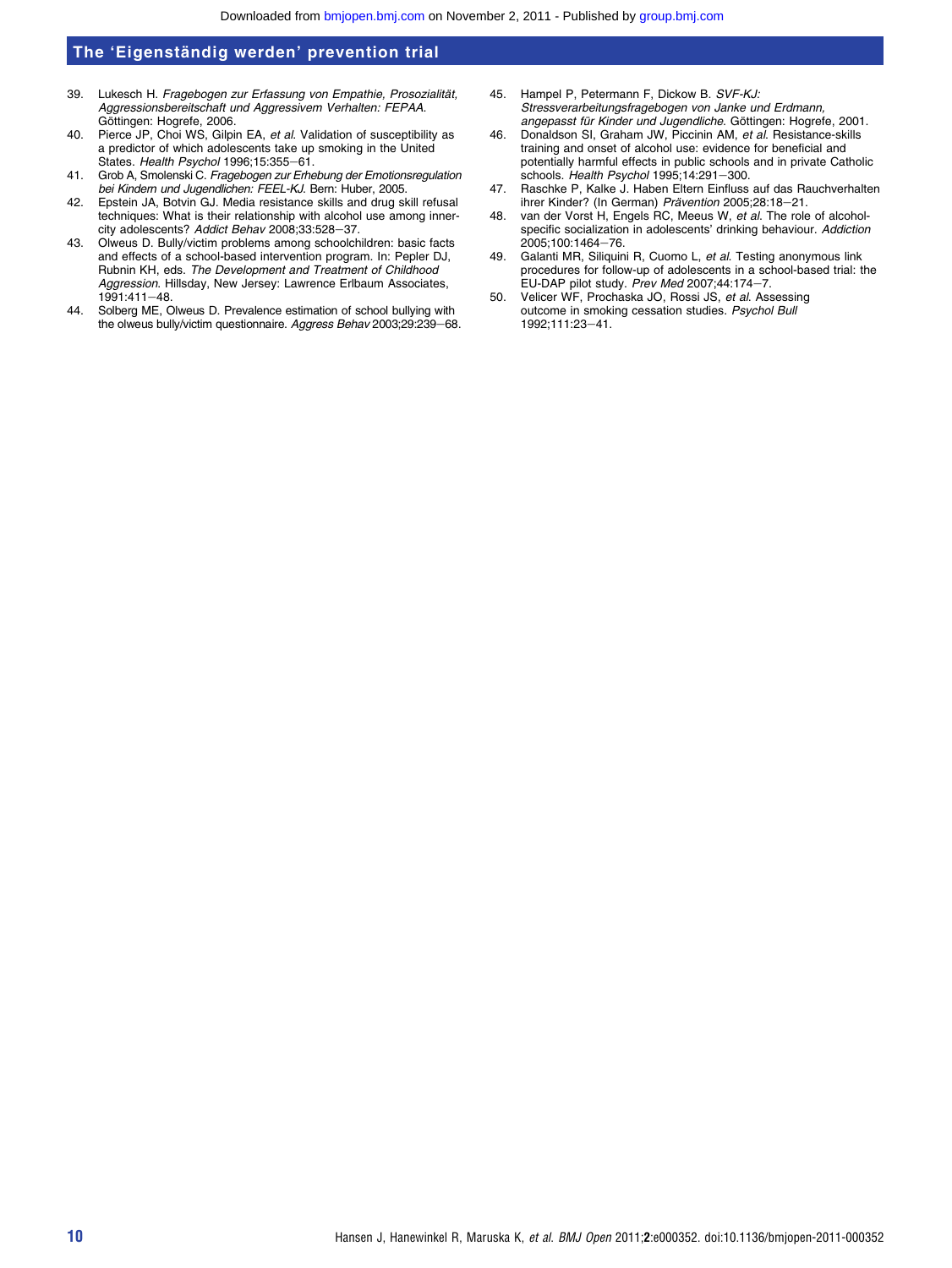39. Lukesch H. *Fragebogen zur Erfassung von Empathie, Prosozialität, Aggressionsbereitschaft und Aggressivem Verhalten: FEPAA.* Göttingen: Hogrefe, 2006.
40. Pierce JP, Choi WS, Gilpin EA, *et al*. Validation of susceptibility as a predictor of which adolescents take up smoking in the United States. *Health Psychol* 1996;15:355−61.
41. Grob A, Smolenski C. *Fragebogen zur Erhebung der Emotionsregulation bei Kindern und Jugendlichen: FEEL-KJ*. Bern: Huber, 2005.
42. Epstein JA, Botvin GJ. Media resistance skills and drug skill refusal techniques: What is their relationship with alcohol use among inner-city adolescents? *Addict Behav* 2008;33:528−37.
43. Olweus D. Bully/victim problems among schoolchildren: basic facts and effects of a school-based intervention program. In: Pepler DJ, Rubnin KH, eds. *The Development and Treatment of Childhood Aggression*. Hillsday, New Jersey: Lawrence Erlbaum Associates, 1991:411−48.
44. Solberg ME, Olweus D. Prevalence estimation of school bullying with the olweus bully/victim questionnaire. *Aggress Behav* 2003;29:239−68.
45. Hampel P, Petermann F, Dickow B. *SVF-KJ: Stressverarbeitungsfragebogen von Janke und Erdmann, angepasst für Kinder und Jugendliche*. Göttingen: Hogrefe, 2001.
46. Donaldson SI, Graham JW, Piccinin AM, *et al*. Resistance-skills training and onset of alcohol use: evidence for beneficial and potentially harmful effects in public schools and in private Catholic schools. *Health Psychol* 1995;14:291−300.
47. Raschke P, Kalke J. Haben Eltern Einfluss auf das Rauchverhalten ihrer Kinder? (In German) *Prävention* 2005;28:18−21.
48. van der Vorst H, Engels RC, Meeus W, *et al*. The role of alcohol-specific socialization in adolescents' drinking behaviour. *Addiction* 2005;100:1464−76.
49. Galanti MR, Siliquini R, Cuomo L, *et al*. Testing anonymous link procedures for follow-up of adolescents in a school-based trial: the EU-DAP pilot study. *Prev Med* 2007;44:174−7.
50. Velicer WF, Prochaska JO, Rossi JS, *et al*. Assessing outcome in smoking cessation studies. *Psychol Bull* 1992;111:23−41.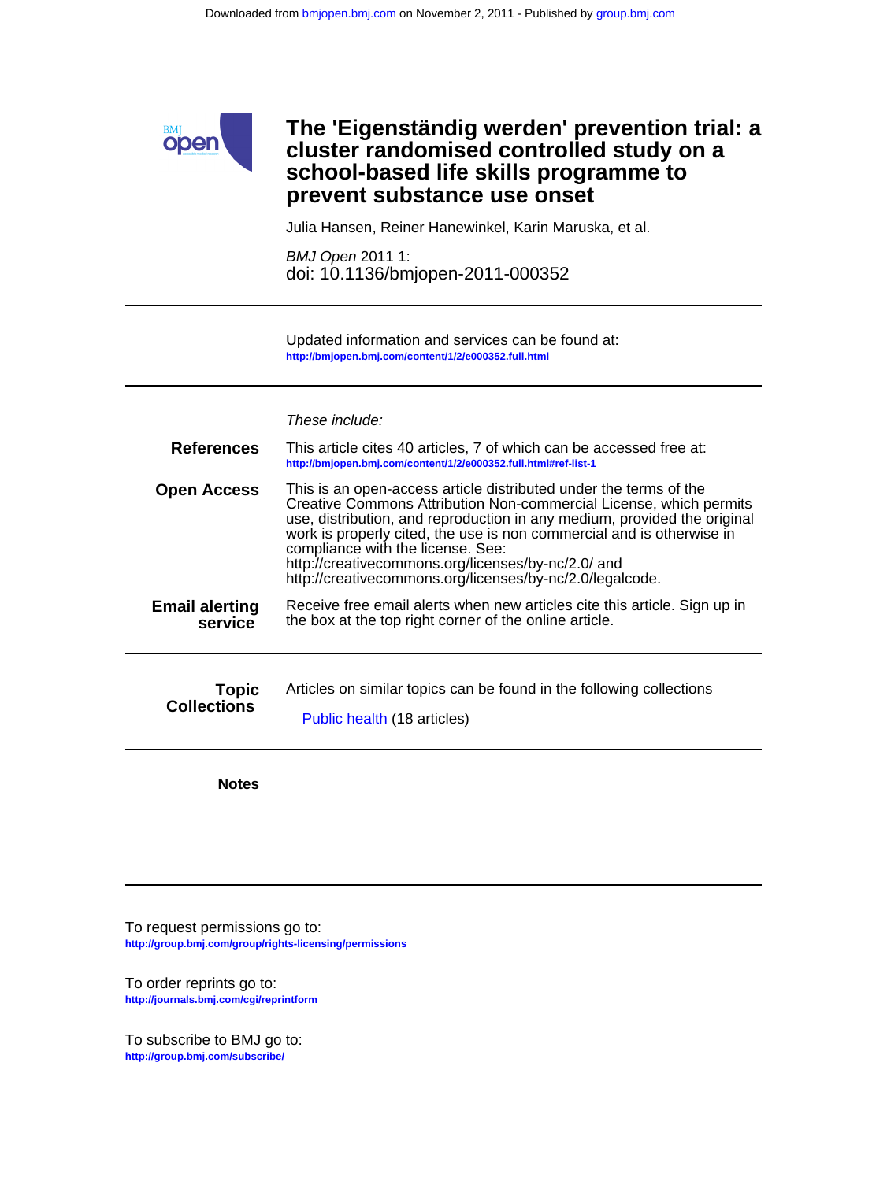# The 'Eigenständig werden' prevention trial: a cluster randomised controlled study on a school-based life skills programme to prevent substance use onset

Julia Hansen, Reiner Hanewinkel, Karin Maruska, et al.

*BMJ Open* 2011 1:
doi: 10.1136/bmjopen-2011-000352

---

Updated information and services can be found at:
http://bmjopen.bmj.com/content/1/2/e000352.full.html

---

*These include:*

**References**
This article cites 40 articles, 7 of which can be accessed free at:
http://bmjopen.bmj.com/content/1/2/e000352.full.html#ref-list-1

**Open Access**
This is an open-access article distributed under the terms of the Creative Commons Attribution Non-commercial License, which permits use, distribution, and reproduction in any medium, provided the original work is properly cited, the use is non commercial and is otherwise in compliance with the license. See:
http://creativecommons.org/licenses/by-nc/2.0/ and
http://creativecommons.org/licenses/by-nc/2.0/legalcode.

**Email alerting service**
Receive free email alerts when new articles cite this article. Sign up in the box at the top right corner of the online article.

---

**Topic Collections**
Articles on similar topics can be found in the following collections

Public health (18 articles)

---

**Notes**

---

To request permissions go to:
http://group.bmj.com/group/rights-licensing/permissions

To order reprints go to:
http://journals.bmj.com/cgi/reprintform

To subscribe to BMJ go to:
http://group.bmj.com/subscribe/